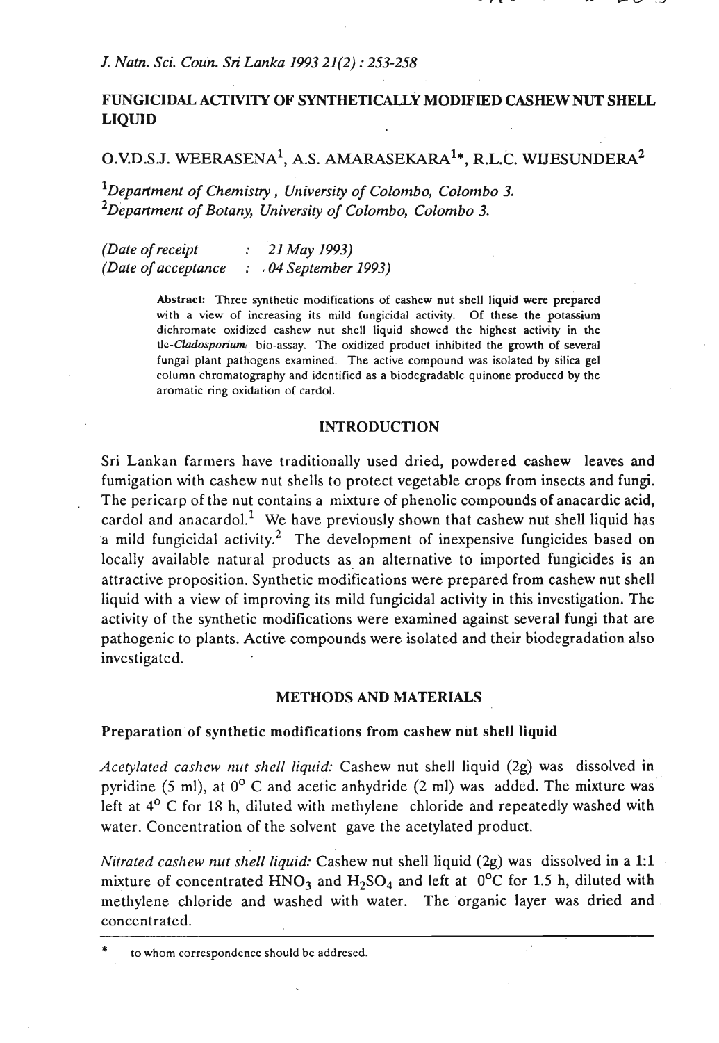# FUNGICIDAL ACTIVITY OF SYNTHETICALLY MODIFIED CASHEW NUT SHELL LIQUID

O.V.D.S.J. WEERASENA[1], A.S. AMARASEKARA[1]*, R.L.C. WIJESUNDERA[2]

[1]*Department of Chemistry, University of Colombo, Colombo 3.*
[2]*Department of Botany, University of Colombo, Colombo 3.*

*(Date of receipt : 21 May 1993)*
*(Date of acceptance : 04 September 1993)*

**Abstract:** Three synthetic modifications of cashew nut shell liquid were prepared with a view of increasing its mild fungicidal activity. Of these the potassium dichromate oxidized cashew nut shell liquid showed the highest activity in the tlc-*Cladosporium* bio-assay. The oxidized product inhibited the growth of several fungal plant pathogens examined. The active compound was isolated by silica gel column chromatography and identified as a biodegradable quinone produced by the aromatic ring oxidation of cardol.

## INTRODUCTION

Sri Lankan farmers have traditionally used dried, powdered cashew leaves and fumigation with cashew nut shells to protect vegetable crops from insects and fungi. The pericarp of the nut contains a mixture of phenolic compounds of anacardic acid, cardol and anacardol.[1] We have previously shown that cashew nut shell liquid has a mild fungicidal activity.[2] The development of inexpensive fungicides based on locally available natural products as an alternative to imported fungicides is an attractive proposition. Synthetic modifications were prepared from cashew nut shell liquid with a view of improving its mild fungicidal activity in this investigation. The activity of the synthetic modifications were examined against several fungi that are pathogenic to plants. Active compounds were isolated and their biodegradation also investigated.

## METHODS AND MATERIALS

### Preparation of synthetic modifications from cashew nut shell liquid

*Acetylated cashew nut shell liquid:* Cashew nut shell liquid (2g) was dissolved in pyridine (5 ml), at $0^{\circ}$ C and acetic anhydride (2 ml) was added. The mixture was left at $4^{\circ}$ C for 18 h, diluted with methylene chloride and repeatedly washed with water. Concentration of the solvent gave the acetylated product.

*Nitrated cashew nut shell liquid:* Cashew nut shell liquid (2g) was dissolved in a 1:1 mixture of concentrated $HNO_3$ and $H_2SO_4$ and left at $0^{\circ}C$ for 1.5 h, diluted with methylene chloride and washed with water. The organic layer was dried and concentrated.

* to whom correspondence should be addresed.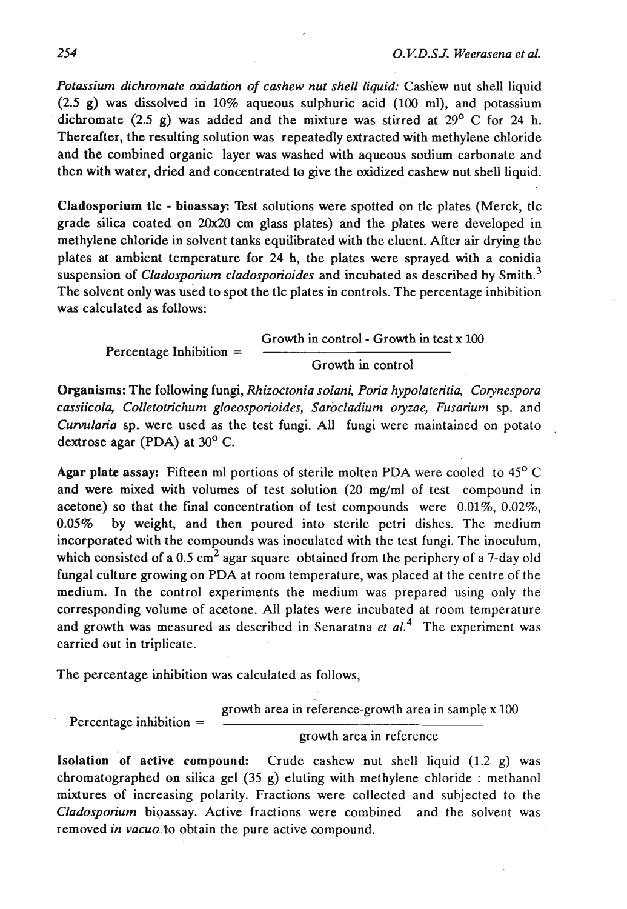*Potassium dichromate oxidation of cashew nut shell liquid:* Cashew nut shell liquid (2.5 g) was dissolved in 10% aqueous sulphuric acid (100 ml), and potassium dichromate (2.5 g) was added and the mixture was stirred at 29° C for 24 h. Thereafter, the resulting solution was repeatedly extracted with methylene chloride and the combined organic layer was washed with aqueous sodium carbonate and then with water, dried and concentrated to give the oxidized cashew nut shell liquid.

**Cladosporium tlc - bioassay:** Test solutions were spotted on tlc plates (Merck, tlc grade silica coated on 20x20 cm glass plates) and the plates were developed in methylene chloride in solvent tanks equilibrated with the eluent. After air drying the plates at ambient temperature for 24 h, the plates were sprayed with a conidia suspension of *Cladosporium cladosporioides* and incubated as described by Smith.[3] The solvent only was used to spot the tlc plates in controls. The percentage inhibition was calculated as follows:

$$\text{Percentage Inhibition} = \frac{\text{Growth in control - Growth in test x 100}}{\text{Growth in control}}$$

**Organisms:** The following fungi, *Rhizoctonia solani, Poria hypolateritia, Corynespora cassiicola, Colletotrichum gloeosporioides, Sarocladium oryzae, Fusarium* sp. and *Curvularia* sp. were used as the test fungi. All fungi were maintained on potato dextrose agar (PDA) at 30° C.

**Agar plate assay:** Fifteen ml portions of sterile molten PDA were cooled to 45° C and were mixed with volumes of test solution (20 mg/ml of test compound in acetone) so that the final concentration of test compounds were 0.01%, 0.02%, 0.05% by weight, and then poured into sterile petri dishes. The medium incorporated with the compounds was inoculated with the test fungi. The inoculum, which consisted of a 0.5 $cm^2$ agar square obtained from the periphery of a 7-day old fungal culture growing on PDA at room temperature, was placed at the centre of the medium. In the control experiments the medium was prepared using only the corresponding volume of acetone. All plates were incubated at room temperature and growth was measured as described in Senaratna *et al.*[4] The experiment was carried out in triplicate.

The percentage inhibition was calculated as follows,

$$\text{Percentage inhibition} = \frac{\text{growth area in reference-growth area in sample x 100}}{\text{growth area in reference}}$$

**Isolation of active compound:** Crude cashew nut shell liquid (1.2 g) was chromatographed on silica gel (35 g) eluting with methylene chloride : methanol mixtures of increasing polarity. Fractions were collected and subjected to the *Cladosporium* bioassay. Active fractions were combined and the solvent was removed *in vacuo* to obtain the pure active compound.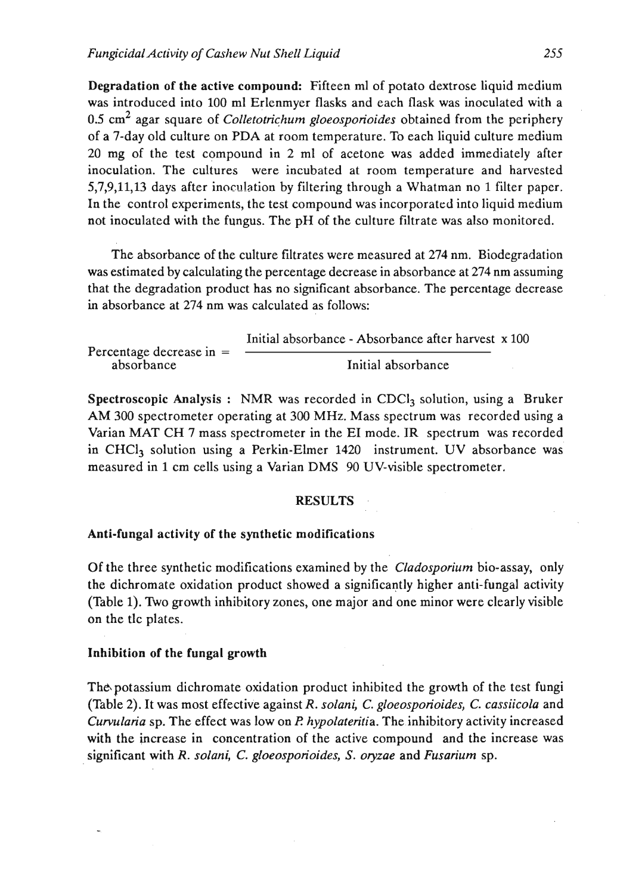**Degradation of the active compound:** Fifteen ml of potato dextrose liquid medium was introduced into 100 ml Erlenmyer flasks and each flask was inoculated with a 0.5 $cm^2$ agar square of *Colletotrichum gloeosporioides* obtained from the periphery of a 7-day old culture on PDA at room temperature. To each liquid culture medium 20 mg of the test compound in 2 ml of acetone was added immediately after inoculation. The cultures were incubated at room temperature and harvested 5,7,9,11,13 days after inoculation by filtering through a Whatman no 1 filter paper. In the control experiments, the test compound was incorporated into liquid medium not inoculated with the fungus. The pH of the culture filtrate was also monitored.

The absorbance of the culture filtrates were measured at 274 nm. Biodegradation was estimated by calculating the percentage decrease in absorbance at 274 nm assuming that the degradation product has no significant absorbance. The percentage decrease in absorbance at 274 nm was calculated as follows:

$$\text{Percentage decrease in absorbance} = \frac{\text{Initial absorbance - Absorbance after harvest} \times 100}{\text{Initial absorbance}}$$

**Spectroscopic Analysis :** NMR was recorded in $CDCl_3$ solution, using a Bruker AM 300 spectrometer operating at 300 MHz. Mass spectrum was recorded using a Varian MAT CH 7 mass spectrometer in the EI mode. IR spectrum was recorded in $CHCl_3$ solution using a Perkin-Elmer 1420 instrument. UV absorbance was measured in 1 cm cells using a Varian DMS 90 UV-visible spectrometer.

## RESULTS

### Anti-fungal activity of the synthetic modifications

Of the three synthetic modifications examined by the *Cladosporium* bio-assay, only the dichromate oxidation product showed a significantly higher anti-fungal activity (Table 1). Two growth inhibitory zones, one major and one minor were clearly visible on the tlc plates.

### Inhibition of the fungal growth

The potassium dichromate oxidation product inhibited the growth of the test fungi (Table 2). It was most effective against *R. solani, C. gloeosporioides, C. cassiicola* and *Curvularia* sp. The effect was low on *P. hypolateritia*. The inhibitory activity increased with the increase in concentration of the active compound and the increase was significant with *R. solani, C. gloeosporioides, S. oryzae* and *Fusarium* sp.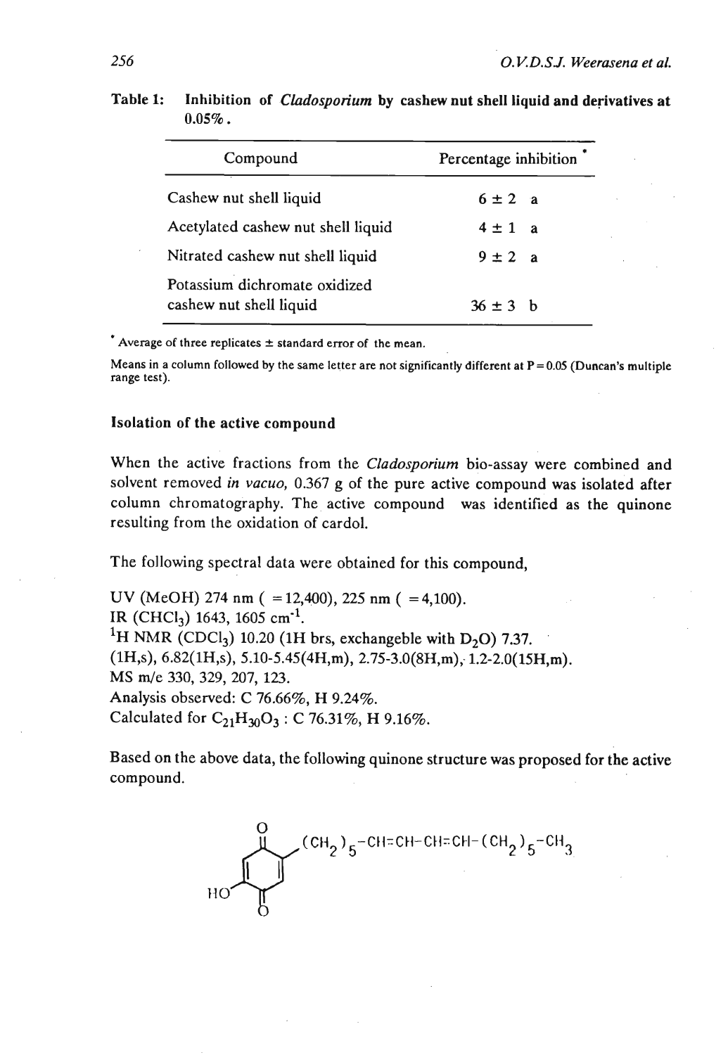**Table 1: Inhibition of *Cladosporium* by cashew nut shell liquid and derivatives at 0.05%.**

| Compound | Percentage inhibition * |
|---|---|
| Cashew nut shell liquid | 6 ± 2 a |
| Acetylated cashew nut shell liquid | 4 ± 1 a |
| Nitrated cashew nut shell liquid | 9 ± 2 a |
| Potassium dichromate oxidized cashew nut shell liquid | 36 ± 3 b |

* Average of three replicates ± standard error of the mean.

Means in a column followed by the same letter are not significantly different at P = 0.05 (Duncan's multiple range test).

### Isolation of the active compound

When the active fractions from the *Cladosporium* bio-assay were combined and solvent removed *in vacuo*, 0.367 g of the pure active compound was isolated after column chromatography. The active compound was identified as the quinone resulting from the oxidation of cardol.

The following spectral data were obtained for this compound,

UV (MeOH) 274 nm ( = 12,400), 225 nm ( = 4,100).
IR ($CHCl_3$) 1643, 1605 $cm^{-1}$.
$^{1}H$ NMR ($CDCl_3$) 10.20 (1H brs, exchangeble with $D_2O$) 7.37.
(1H,s), 6.82(1H,s), 5.10-5.45(4H,m), 2.75-3.0(8H,m), 1.2-2.0(15H,m).
MS m/e 330, 329, 207, 123.
Analysis observed: C 76.66%, H 9.24%.
Calculated for $C_{21}H_{30}O_3$ : C 76.31%, H 9.16%.

Based on the above data, the following quinone structure was proposed for the active compound.

$(CH_2)_5$-CH=CH-CH=CH-$(CH_2)_5$-$CH_3$

HO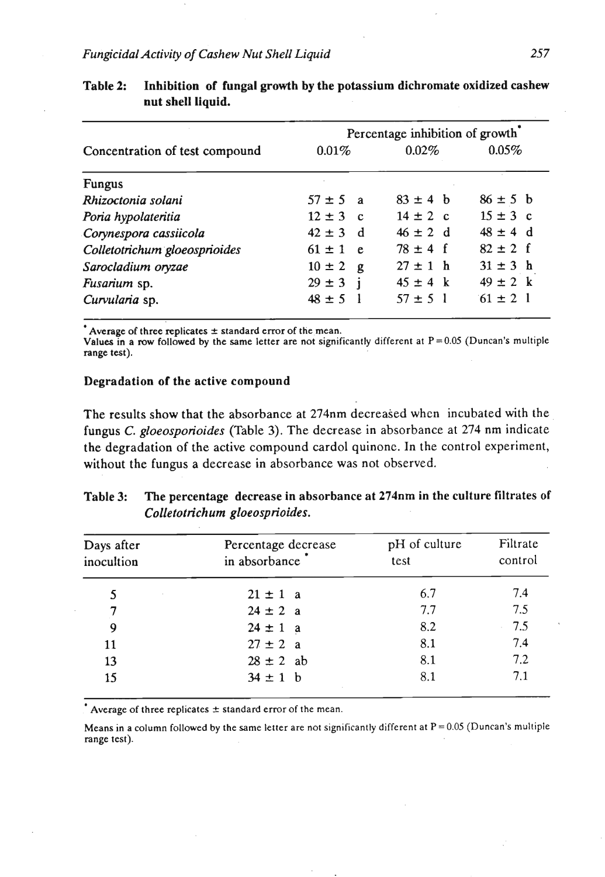**Table 2: Inhibition of fungal growth by the potassium dichromate oxidized cashew nut shell liquid.**

| Concentration of test compound | Percentage inhibition of growth* | | |
|---|---|---|---|
| | 0.01% | 0.02% | 0.05% |
| **Fungus** | | | |
| *Rhizoctonia solani* | 57 ± 5 a | 83 ± 4 b | 86 ± 5 b |
| *Poria hypolateritia* | 12 ± 3 c | 14 ± 2 c | 15 ± 3 c |
| *Corynespora cassiicola* | 42 ± 3 d | 46 ± 2 d | 48 ± 4 d |
| *Colletotrichum gloeosprioides* | 61 ± 1 e | 78 ± 4 f | 82 ± 2 f |
| *Sarocladium oryzae* | 10 ± 2 g | 27 ± 1 h | 31 ± 3 h |
| *Fusarium* sp. | 29 ± 3 j | 45 ± 4 k | 49 ± 2 k |
| *Curvularia* sp. | 48 ± 5 l | 57 ± 5 l | 61 ± 2 l |

* Average of three replicates ± standard error of the mean.
Values in a row followed by the same letter are not significantly different at P = 0.05 (Duncan's multiple range test).

### Degradation of the active compound

The results show that the absorbance at 274nm decreased when incubated with the fungus *C. gloeosporioides* (Table 3). The decrease in absorbance at 274 nm indicate the degradation of the active compound cardol quinone. In the control experiment, without the fungus a decrease in absorbance was not observed.

**Table 3: The percentage decrease in absorbance at 274nm in the culture filtrates of *Colletotrichum gloeosprioides*.**

| Days after inocultion | Percentage decrease in absorbance* | pH of culture test | Filtrate control |
|---|---|---|---|
| 5 | 21 ± 1 a | 6.7 | 7.4 |
| 7 | 24 ± 2 a | 7.7 | 7.5 |
| 9 | 24 ± 1 a | 8.2 | 7.5 |
| 11 | 27 ± 2 a | 8.1 | 7.4 |
| 13 | 28 ± 2 ab | 8.1 | 7.2 |
| 15 | 34 ± 1 b | 8.1 | 7.1 |

* Average of three replicates ± standard error of the mean.

Means in a column followed by the same letter are not significantly different at P = 0.05 (Duncan's multiple range test).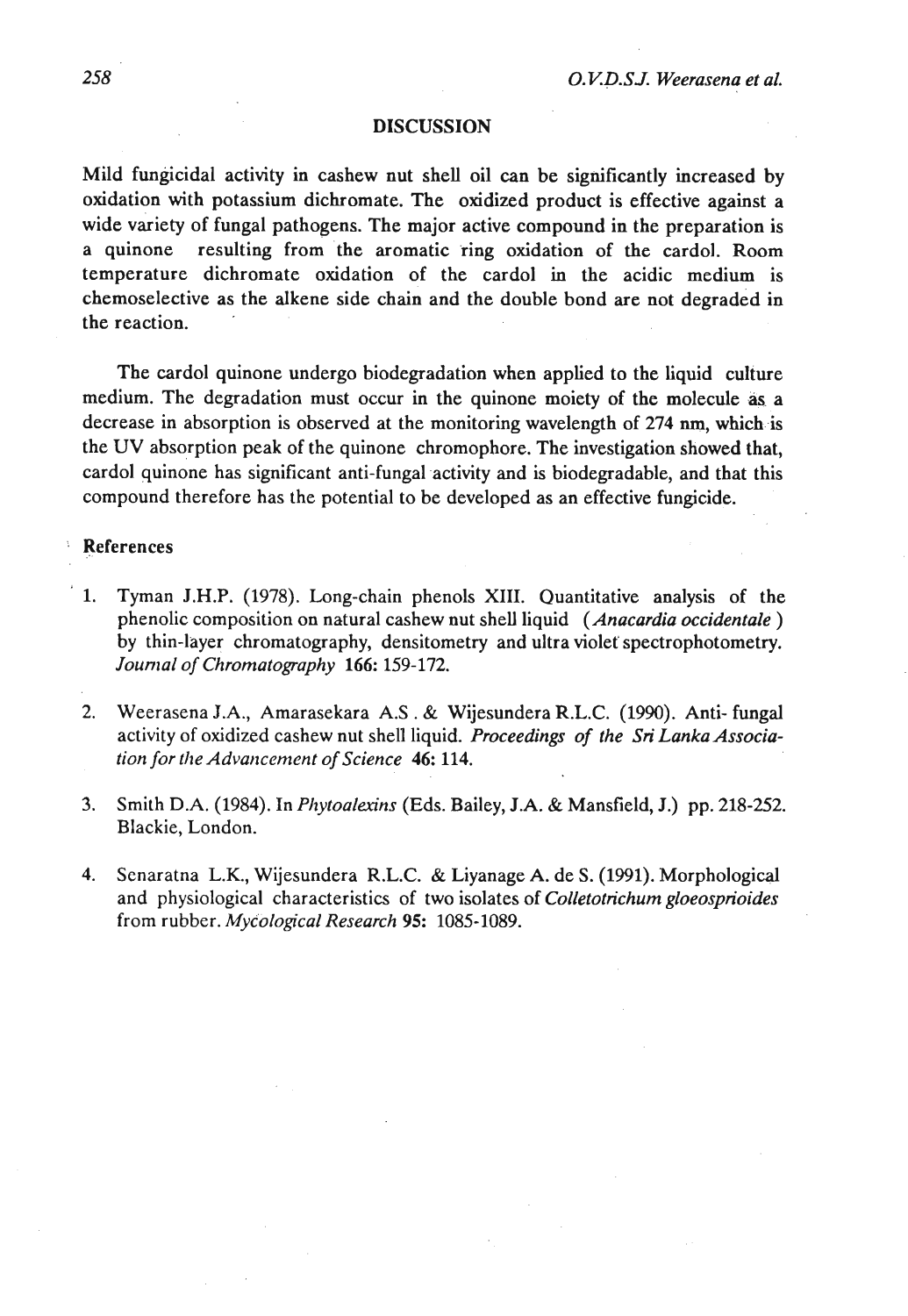## DISCUSSION

Mild fungicidal activity in cashew nut shell oil can be significantly increased by oxidation with potassium dichromate. The oxidized product is effective against a wide variety of fungal pathogens. The major active compound in the preparation is a quinone resulting from the aromatic ring oxidation of the cardol. Room temperature dichromate oxidation of the cardol in the acidic medium is chemoselective as the alkene side chain and the double bond are not degraded in the reaction.

The cardol quinone undergo biodegradation when applied to the liquid culture medium. The degradation must occur in the quinone moiety of the molecule as a decrease in absorption is observed at the monitoring wavelength of 274 nm, which is the UV absorption peak of the quinone chromophore. The investigation showed that, cardol quinone has significant anti-fungal activity and is biodegradable, and that this compound therefore has the potential to be developed as an effective fungicide.

## References

1. Tyman J.H.P. (1978). Long-chain phenols XIII. Quantitative analysis of the phenolic composition on natural cashew nut shell liquid (*Anacardia occidentale*) by thin-layer chromatography, densitometry and ultra violet spectrophotometry. *Journal of Chromatography* **166**: 159-172.

2. Weerasena J.A., Amarasekara A.S. & Wijesundera R.L.C. (1990). Anti- fungal activity of oxidized cashew nut shell liquid. *Proceedings of the Sri Lanka Association for the Advancement of Science* **46**: 114.

3. Smith D.A. (1984). In *Phytoalexins* (Eds. Bailey, J.A. & Mansfield, J.) pp. 218-252. Blackie, London.

4. Senaratna L.K., Wijesundera R.L.C. & Liyanage A. de S. (1991). Morphological and physiological characteristics of two isolates of *Colletotrichum gloeosprioides* from rubber. *Mycological Research* **95**: 1085-1089.